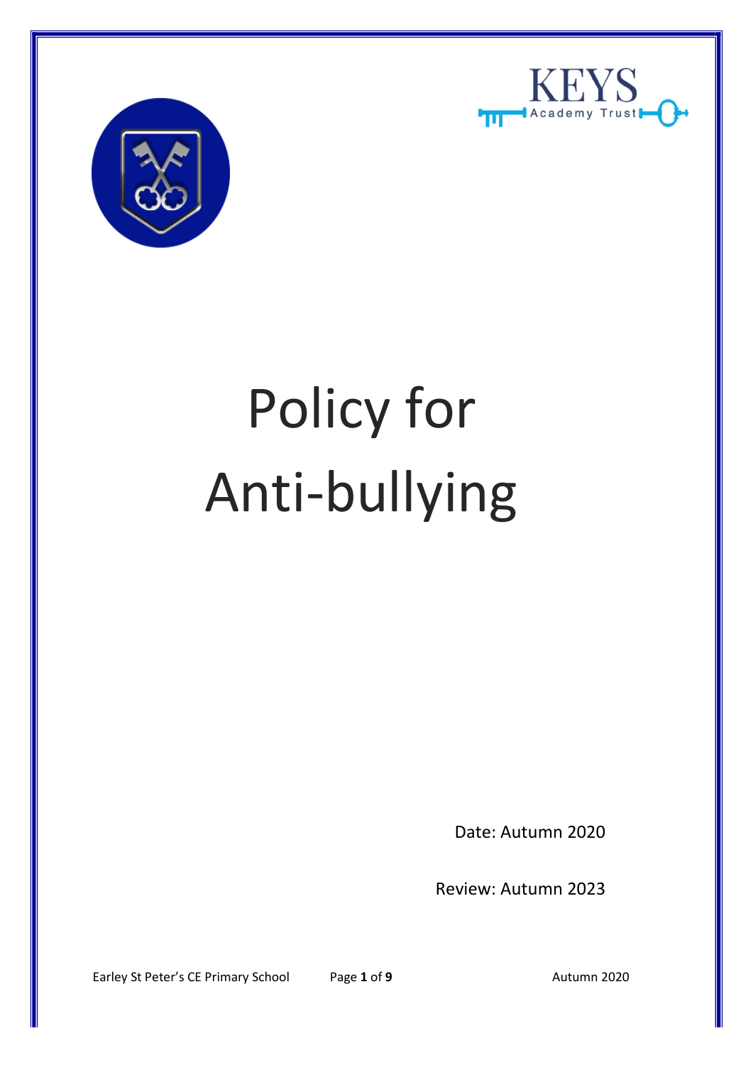KEYS Academy Trust

# Policy for Anti-bullying

Date: Autumn 2020

Review: Autumn 2023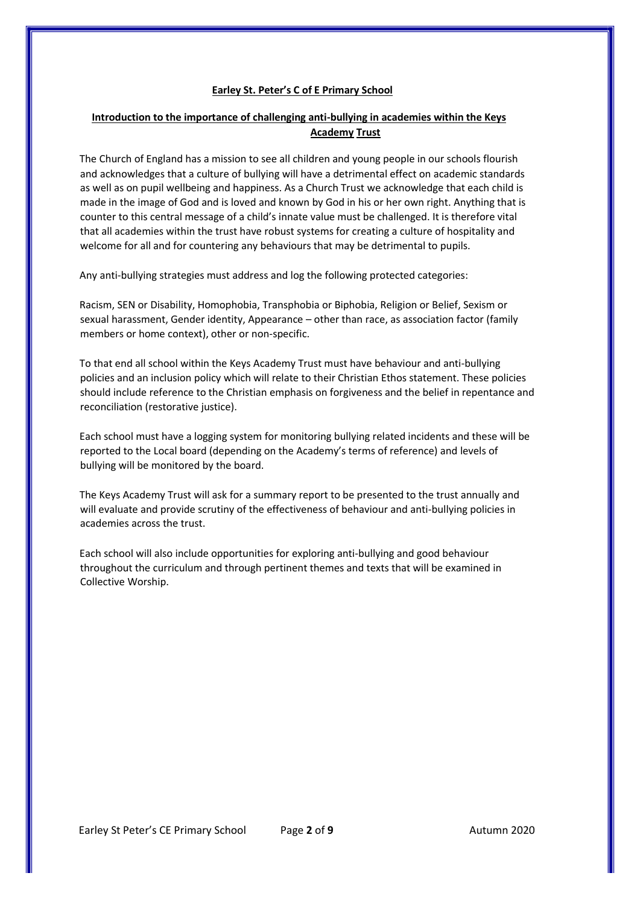**Earley St. Peter's C of E Primary School**

**Introduction to the importance of challenging anti-bullying in academies within the Keys Academy Trust**

The Church of England has a mission to see all children and young people in our schools flourish and acknowledges that a culture of bullying will have a detrimental effect on academic standards as well as on pupil wellbeing and happiness. As a Church Trust we acknowledge that each child is made in the image of God and is loved and known by God in his or her own right. Anything that is counter to this central message of a child's innate value must be challenged. It is therefore vital that all academies within the trust have robust systems for creating a culture of hospitality and welcome for all and for countering any behaviours that may be detrimental to pupils.

Any anti-bullying strategies must address and log the following protected categories:

Racism, SEN or Disability, Homophobia, Transphobia or Biphobia, Religion or Belief, Sexism or sexual harassment, Gender identity, Appearance – other than race, as association factor (family members or home context), other or non-specific.

To that end all school within the Keys Academy Trust must have behaviour and anti-bullying policies and an inclusion policy which will relate to their Christian Ethos statement. These policies should include reference to the Christian emphasis on forgiveness and the belief in repentance and reconciliation (restorative justice).

Each school must have a logging system for monitoring bullying related incidents and these will be reported to the Local board (depending on the Academy's terms of reference) and levels of bullying will be monitored by the board.

The Keys Academy Trust will ask for a summary report to be presented to the trust annually and will evaluate and provide scrutiny of the effectiveness of behaviour and anti-bullying policies in academies across the trust.

Each school will also include opportunities for exploring anti-bullying and good behaviour throughout the curriculum and through pertinent themes and texts that will be examined in Collective Worship.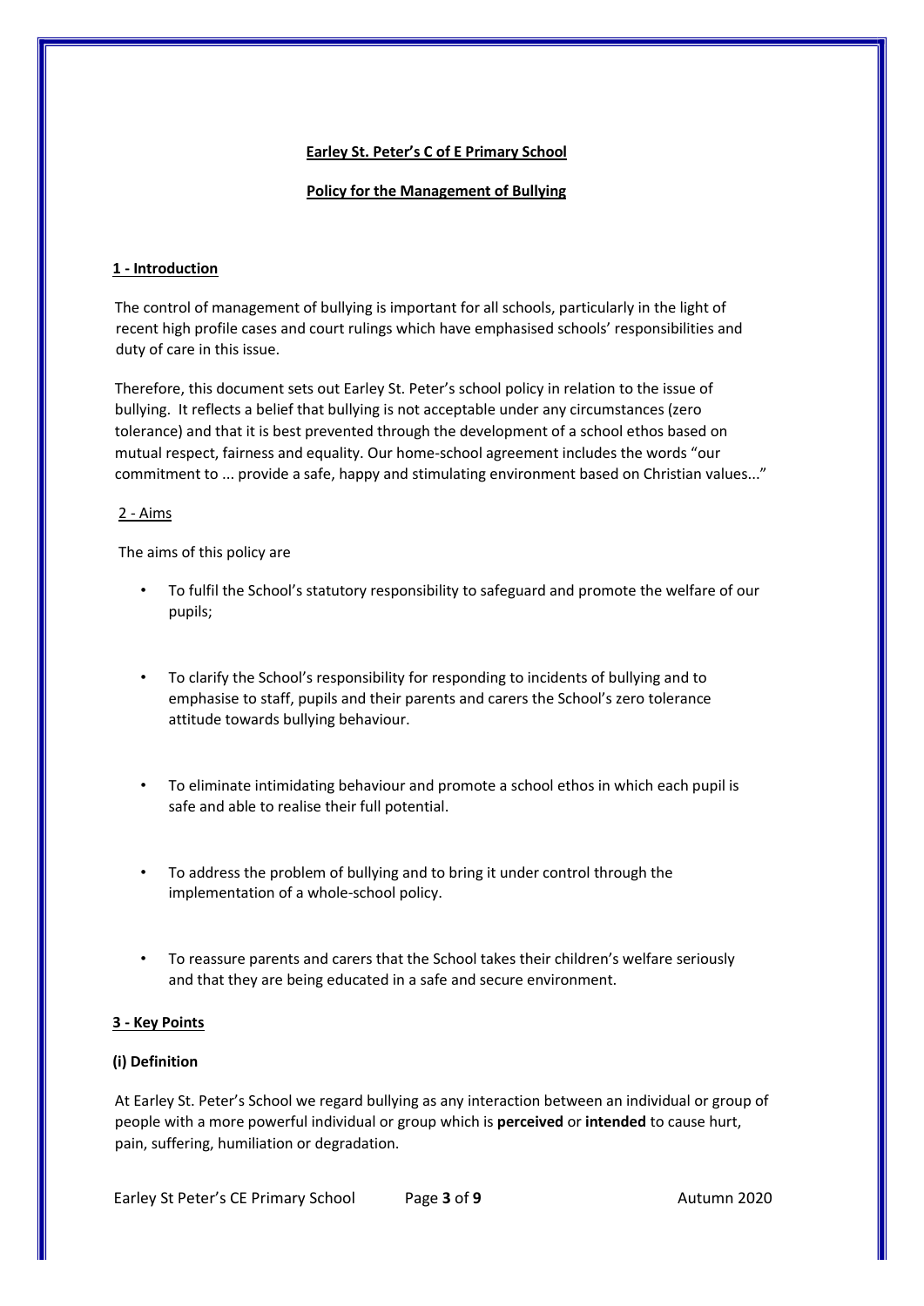**Earley St. Peter's C of E Primary School**

**Policy for the Management of Bullying**

## 1 - Introduction

The control of management of bullying is important for all schools, particularly in the light of recent high profile cases and court rulings which have emphasised schools' responsibilities and duty of care in this issue.

Therefore, this document sets out Earley St. Peter's school policy in relation to the issue of bullying. It reflects a belief that bullying is not acceptable under any circumstances (zero tolerance) and that it is best prevented through the development of a school ethos based on mutual respect, fairness and equality. Our home-school agreement includes the words "our commitment to ... provide a safe, happy and stimulating environment based on Christian values..."

## 2 - Aims

The aims of this policy are

- To fulfil the School's statutory responsibility to safeguard and promote the welfare of our pupils;
- To clarify the School's responsibility for responding to incidents of bullying and to emphasise to staff, pupils and their parents and carers the School's zero tolerance attitude towards bullying behaviour.
- To eliminate intimidating behaviour and promote a school ethos in which each pupil is safe and able to realise their full potential.
- To address the problem of bullying and to bring it under control through the implementation of a whole-school policy.
- To reassure parents and carers that the School takes their children's welfare seriously and that they are being educated in a safe and secure environment.

## 3 - Key Points

### (i) Definition

At Earley St. Peter's School we regard bullying as any interaction between an individual or group of people with a more powerful individual or group which is **perceived** or **intended** to cause hurt, pain, suffering, humiliation or degradation.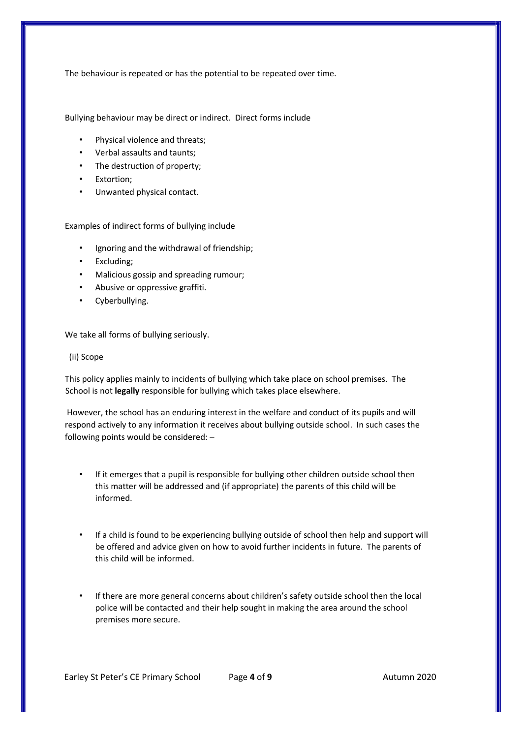The behaviour is repeated or has the potential to be repeated over time.

Bullying behaviour may be direct or indirect. Direct forms include

- Physical violence and threats;
- Verbal assaults and taunts;
- The destruction of property;
- Extortion;
- Unwanted physical contact.

Examples of indirect forms of bullying include

- Ignoring and the withdrawal of friendship;
- Excluding;
- Malicious gossip and spreading rumour;
- Abusive or oppressive graffiti.
- Cyberbullying.

We take all forms of bullying seriously.

(ii) Scope

This policy applies mainly to incidents of bullying which take place on school premises. The School is not **legally** responsible for bullying which takes place elsewhere.

However, the school has an enduring interest in the welfare and conduct of its pupils and will respond actively to any information it receives about bullying outside school. In such cases the following points would be considered: –

- If it emerges that a pupil is responsible for bullying other children outside school then this matter will be addressed and (if appropriate) the parents of this child will be informed.

- If a child is found to be experiencing bullying outside of school then help and support will be offered and advice given on how to avoid further incidents in future. The parents of this child will be informed.

- If there are more general concerns about children's safety outside school then the local police will be contacted and their help sought in making the area around the school premises more secure.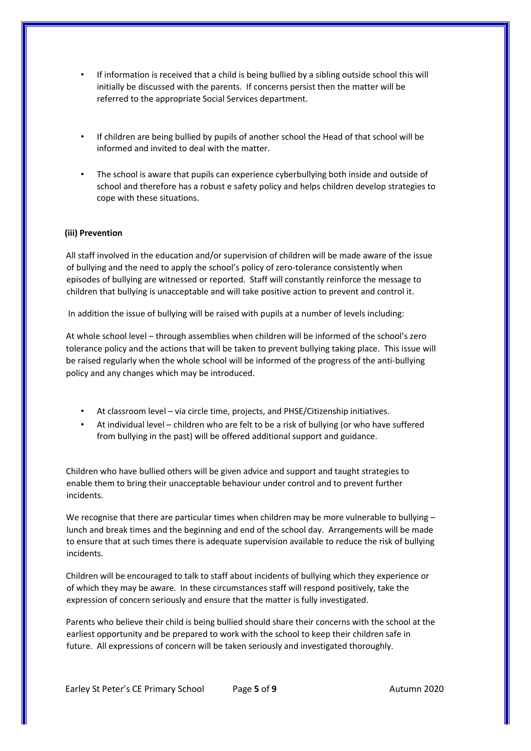- If information is received that a child is being bullied by a sibling outside school this will initially be discussed with the parents. If concerns persist then the matter will be referred to the appropriate Social Services department.

- If children are being bullied by pupils of another school the Head of that school will be informed and invited to deal with the matter.

- The school is aware that pupils can experience cyberbullying both inside and outside of school and therefore has a robust e safety policy and helps children develop strategies to cope with these situations.

**(iii) Prevention**

All staff involved in the education and/or supervision of children will be made aware of the issue of bullying and the need to apply the school's policy of zero-tolerance consistently when episodes of bullying are witnessed or reported. Staff will constantly reinforce the message to children that bullying is unacceptable and will take positive action to prevent and control it.

In addition the issue of bullying will be raised with pupils at a number of levels including:

At whole school level – through assemblies when children will be informed of the school's zero tolerance policy and the actions that will be taken to prevent bullying taking place. This issue will be raised regularly when the whole school will be informed of the progress of the anti-bullying policy and any changes which may be introduced.

- At classroom level – via circle time, projects, and PHSE/Citizenship initiatives.
- At individual level – children who are felt to be a risk of bullying (or who have suffered from bullying in the past) will be offered additional support and guidance.

Children who have bullied others will be given advice and support and taught strategies to enable them to bring their unacceptable behaviour under control and to prevent further incidents.

We recognise that there are particular times when children may be more vulnerable to bullying – lunch and break times and the beginning and end of the school day. Arrangements will be made to ensure that at such times there is adequate supervision available to reduce the risk of bullying incidents.

Children will be encouraged to talk to staff about incidents of bullying which they experience or of which they may be aware. In these circumstances staff will respond positively, take the expression of concern seriously and ensure that the matter is fully investigated.

Parents who believe their child is being bullied should share their concerns with the school at the earliest opportunity and be prepared to work with the school to keep their children safe in future. All expressions of concern will be taken seriously and investigated thoroughly.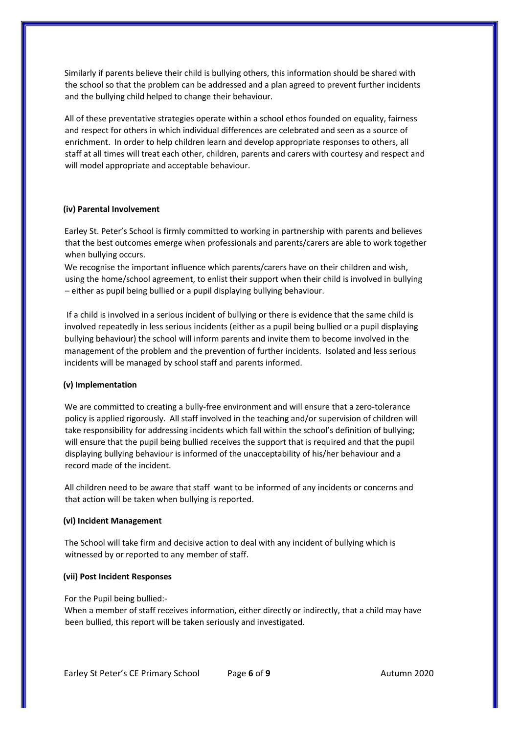Similarly if parents believe their child is bullying others, this information should be shared with the school so that the problem can be addressed and a plan agreed to prevent further incidents and the bullying child helped to change their behaviour.

All of these preventative strategies operate within a school ethos founded on equality, fairness and respect for others in which individual differences are celebrated and seen as a source of enrichment. In order to help children learn and develop appropriate responses to others, all staff at all times will treat each other, children, parents and carers with courtesy and respect and will model appropriate and acceptable behaviour.

**(iv) Parental Involvement**

Earley St. Peter's School is firmly committed to working in partnership with parents and believes that the best outcomes emerge when professionals and parents/carers are able to work together when bullying occurs.

We recognise the important influence which parents/carers have on their children and wish, using the home/school agreement, to enlist their support when their child is involved in bullying – either as pupil being bullied or a pupil displaying bullying behaviour.

If a child is involved in a serious incident of bullying or there is evidence that the same child is involved repeatedly in less serious incidents (either as a pupil being bullied or a pupil displaying bullying behaviour) the school will inform parents and invite them to become involved in the management of the problem and the prevention of further incidents. Isolated and less serious incidents will be managed by school staff and parents informed.

**(v) Implementation**

We are committed to creating a bully-free environment and will ensure that a zero-tolerance policy is applied rigorously. All staff involved in the teaching and/or supervision of children will take responsibility for addressing incidents which fall within the school's definition of bullying; will ensure that the pupil being bullied receives the support that is required and that the pupil displaying bullying behaviour is informed of the unacceptability of his/her behaviour and a record made of the incident.

All children need to be aware that staff want to be informed of any incidents or concerns and that action will be taken when bullying is reported.

**(vi) Incident Management**

The School will take firm and decisive action to deal with any incident of bullying which is witnessed by or reported to any member of staff.

**(vii) Post Incident Responses**

For the Pupil being bullied:-

When a member of staff receives information, either directly or indirectly, that a child may have been bullied, this report will be taken seriously and investigated.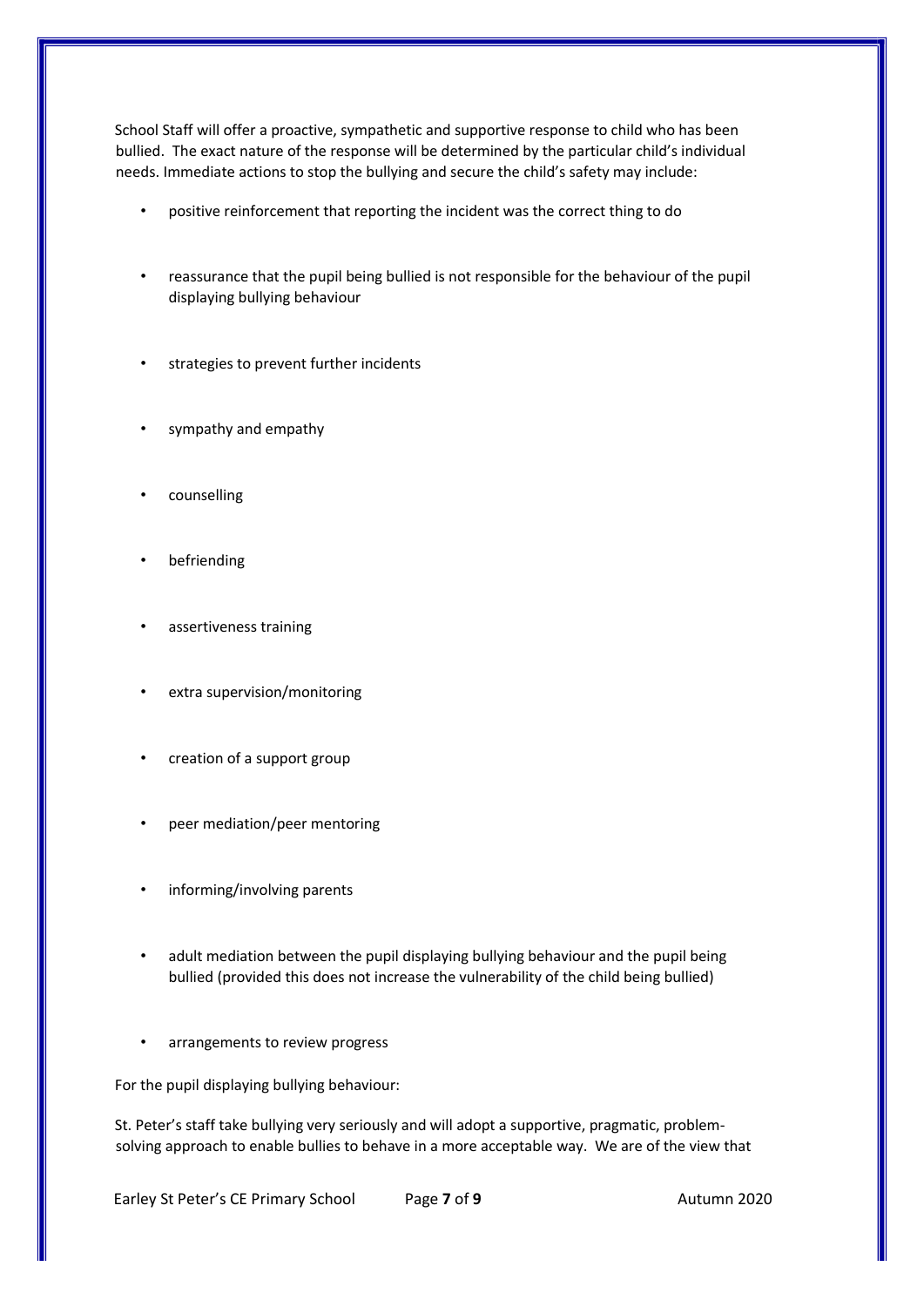School Staff will offer a proactive, sympathetic and supportive response to child who has been bullied. The exact nature of the response will be determined by the particular child's individual needs. Immediate actions to stop the bullying and secure the child's safety may include:

- positive reinforcement that reporting the incident was the correct thing to do
- reassurance that the pupil being bullied is not responsible for the behaviour of the pupil displaying bullying behaviour
- strategies to prevent further incidents
- sympathy and empathy
- counselling
- befriending
- assertiveness training
- extra supervision/monitoring
- creation of a support group
- peer mediation/peer mentoring
- informing/involving parents
- adult mediation between the pupil displaying bullying behaviour and the pupil being bullied (provided this does not increase the vulnerability of the child being bullied)
- arrangements to review progress

For the pupil displaying bullying behaviour:

St. Peter's staff take bullying very seriously and will adopt a supportive, pragmatic, problem-solving approach to enable bullies to behave in a more acceptable way. We are of the view that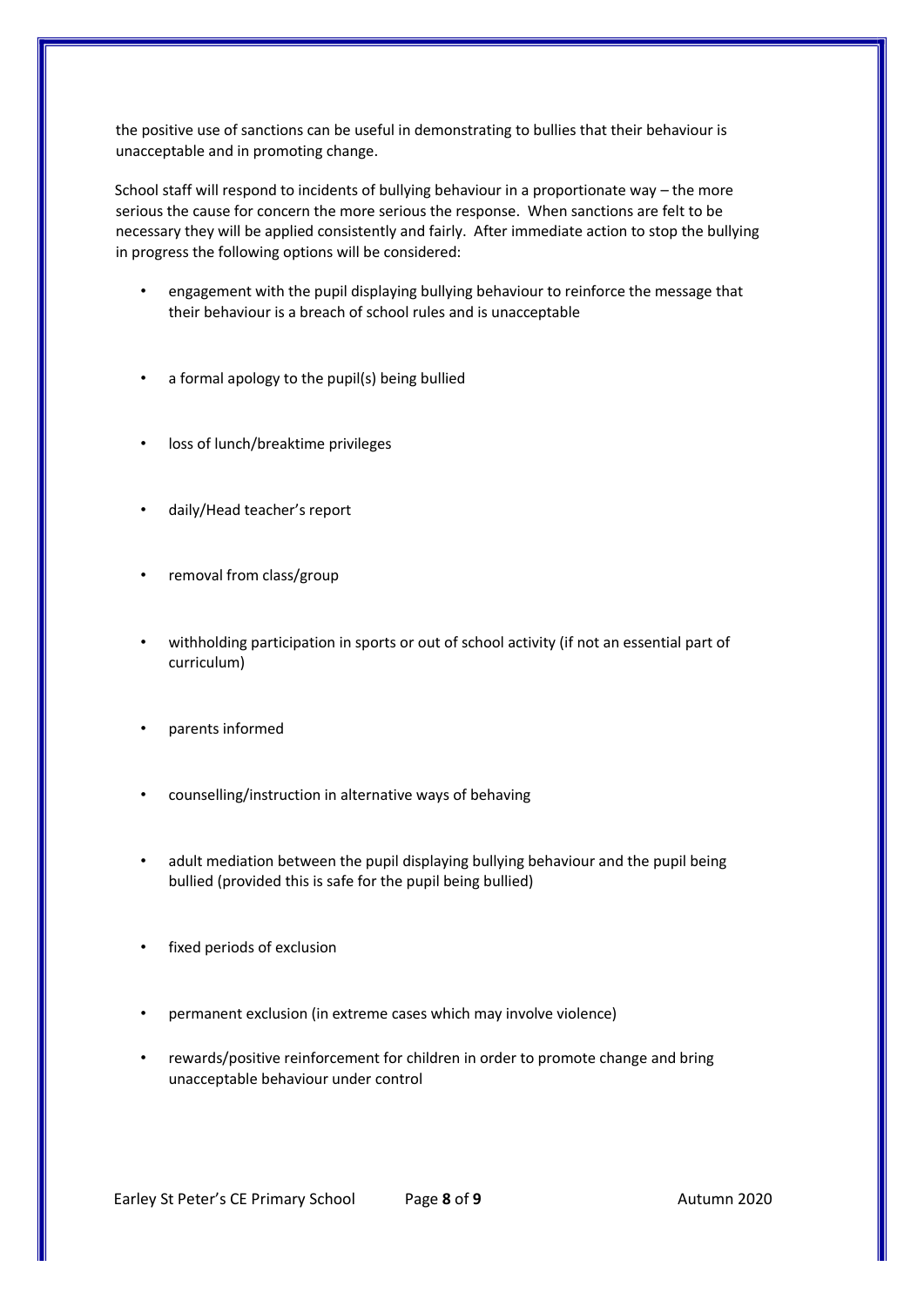the positive use of sanctions can be useful in demonstrating to bullies that their behaviour is unacceptable and in promoting change.

School staff will respond to incidents of bullying behaviour in a proportionate way – the more serious the cause for concern the more serious the response. When sanctions are felt to be necessary they will be applied consistently and fairly. After immediate action to stop the bullying in progress the following options will be considered:

- engagement with the pupil displaying bullying behaviour to reinforce the message that their behaviour is a breach of school rules and is unacceptable
- a formal apology to the pupil(s) being bullied
- loss of lunch/breaktime privileges
- daily/Head teacher's report
- removal from class/group
- withholding participation in sports or out of school activity (if not an essential part of curriculum)
- parents informed
- counselling/instruction in alternative ways of behaving
- adult mediation between the pupil displaying bullying behaviour and the pupil being bullied (provided this is safe for the pupil being bullied)
- fixed periods of exclusion
- permanent exclusion (in extreme cases which may involve violence)
- rewards/positive reinforcement for children in order to promote change and bring unacceptable behaviour under control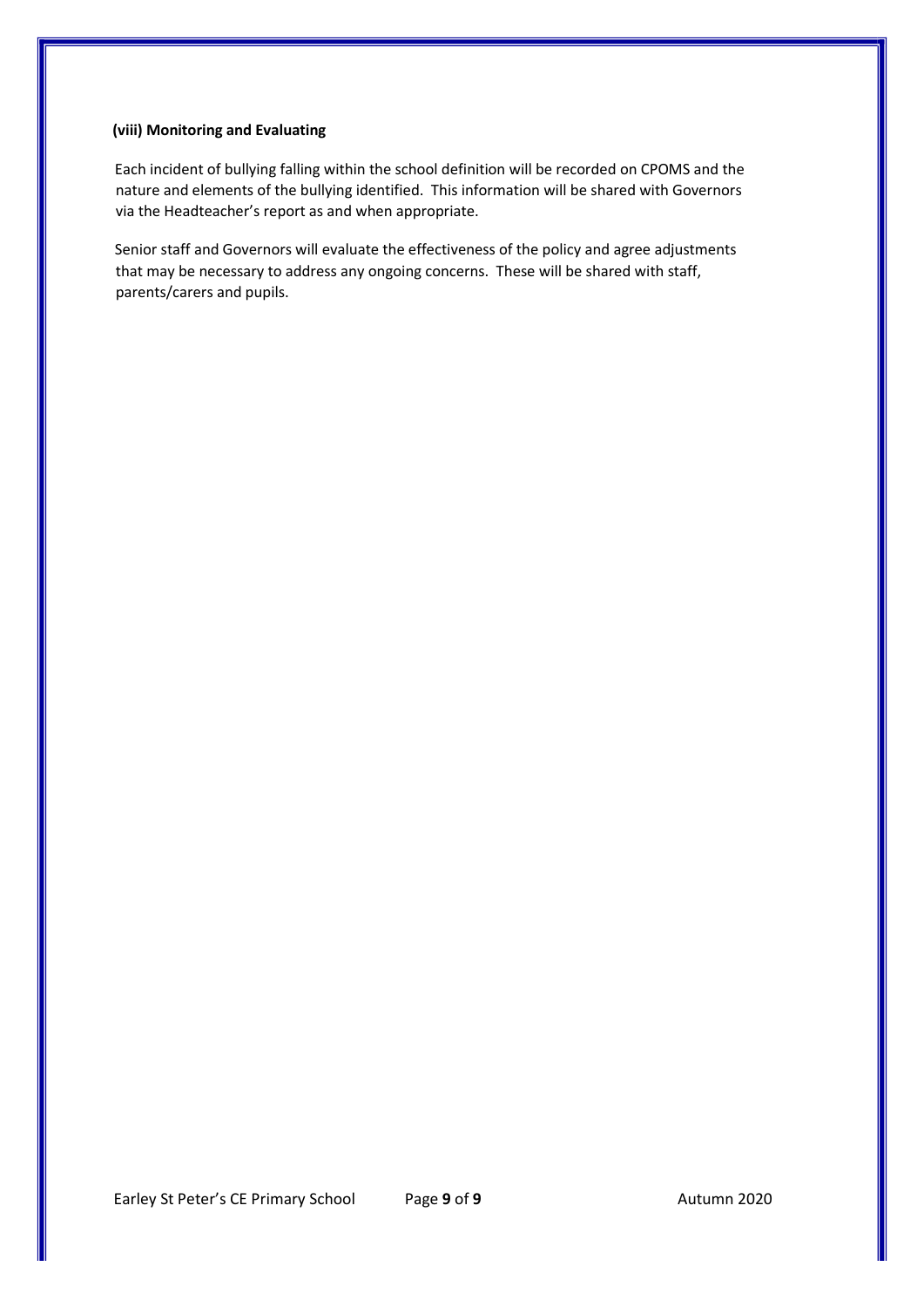### (viii) Monitoring and Evaluating

Each incident of bullying falling within the school definition will be recorded on CPOMS and the nature and elements of the bullying identified. This information will be shared with Governors via the Headteacher's report as and when appropriate.

Senior staff and Governors will evaluate the effectiveness of the policy and agree adjustments that may be necessary to address any ongoing concerns. These will be shared with staff, parents/carers and pupils.